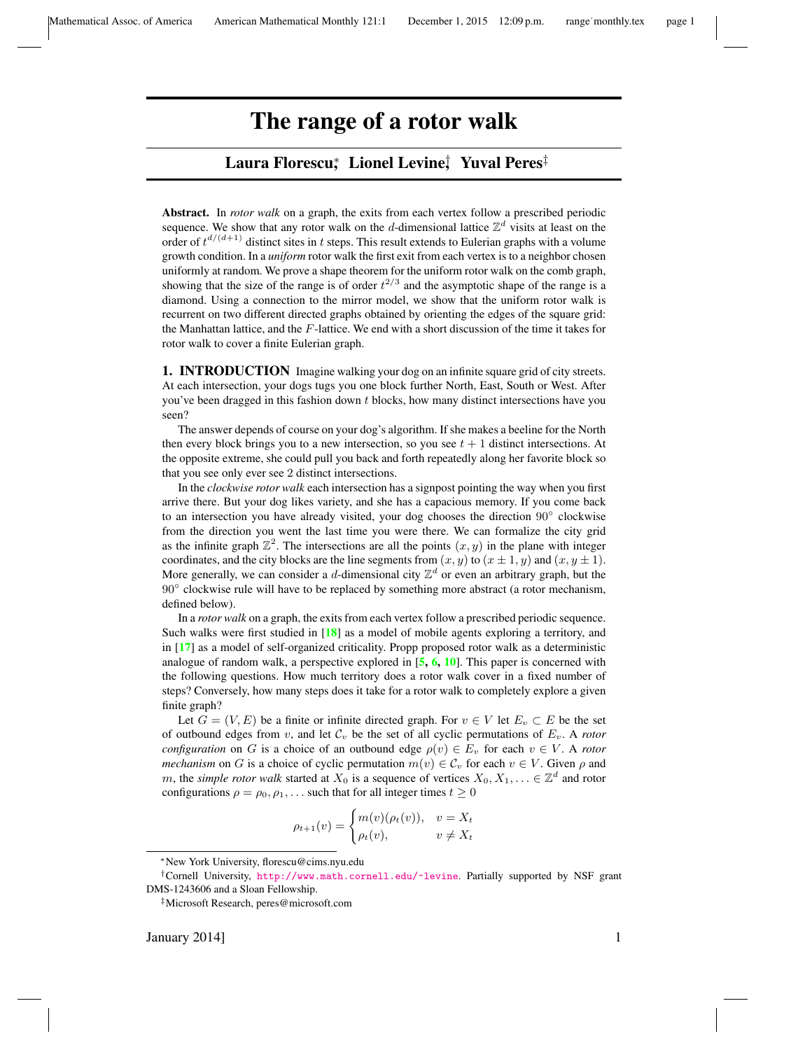# The range of a rotor walk

**Laura Florescu*, Lionel Levine†, Yuval Peres‡**

**Abstract.** In *rotor walk* on a graph, the exits from each vertex follow a prescribed periodic sequence. We show that any rotor walk on the $d$-dimensional lattice $\mathbb{Z}^d$ visits at least on the order of $t^{d/(d+1)}$ distinct sites in $t$ steps. This result extends to Eulerian graphs with a volume growth condition. In a *uniform* rotor walk the first exit from each vertex is to a neighbor chosen uniformly at random. We prove a shape theorem for the uniform rotor walk on the comb graph, showing that the size of the range is of order $t^{2/3}$ and the asymptotic shape of the range is a diamond. Using a connection to the mirror model, we show that the uniform rotor walk is recurrent on two different directed graphs obtained by orienting the edges of the square grid: the Manhattan lattice, and the $F$-lattice. We end with a short discussion of the time it takes for rotor walk to cover a finite Eulerian graph.

## 1. INTRODUCTION

Imagine walking your dog on an infinite square grid of city streets. At each intersection, your dogs tugs you one block further North, East, South or West. After you've been dragged in this fashion down $t$ blocks, how many distinct intersections have you seen?

The answer depends of course on your dog's algorithm. If she makes a beeline for the North then every block brings you to a new intersection, so you see $t+1$ distinct intersections. At the opposite extreme, she could pull you back and forth repeatedly along her favorite block so that you see only ever see 2 distinct intersections.

In the *clockwise rotor walk* each intersection has a signpost pointing the way when you first arrive there. But your dog likes variety, and she has a capacious memory. If you come back to an intersection you have already visited, your dog chooses the direction $90^\circ$ clockwise from the direction you went the last time you were there. We can formalize the city grid as the infinite graph $\mathbb{Z}^2$. The intersections are all the points $(x, y)$ in the plane with integer coordinates, and the city blocks are the line segments from $(x, y)$ to $(x \pm 1, y)$ and $(x, y \pm 1)$. More generally, we can consider a $d$-dimensional city $\mathbb{Z}^d$ or even an arbitrary graph, but the $90^\circ$ clockwise rule will have to be replaced by something more abstract (a rotor mechanism, defined below).

In a *rotor walk* on a graph, the exits from each vertex follow a prescribed periodic sequence. Such walks were first studied in [18] as a model of mobile agents exploring a territory, and in [17] as a model of self-organized criticality. Propp proposed rotor walk as a deterministic analogue of random walk, a perspective explored in [5, 6, 10]. This paper is concerned with the following questions. How much territory does a rotor walk cover in a fixed number of steps? Conversely, how many steps does it take for a rotor walk to completely explore a given finite graph?

Let $G = (V, E)$ be a finite or infinite directed graph. For $v \in V$ let $E_v \subset E$ be the set of outbound edges from $v$, and let $\mathcal{C}_v$ be the set of all cyclic permutations of $E_v$. A *rotor configuration* on $G$ is a choice of an outbound edge $\rho(v) \in E_v$ for each $v \in V$. A *rotor mechanism* on $G$ is a choice of cyclic permutation $m(v) \in \mathcal{C}_v$ for each $v \in V$. Given $\rho$ and $m$, the *simple rotor walk* started at $X_0$ is a sequence of vertices $X_0, X_1, \ldots \in \mathbb{Z}^d$ and rotor configurations $\rho = \rho_0, \rho_1, \ldots$ such that for all integer times $t \geq 0$

$$\rho_{t+1}(v) = \begin{cases} m(v)(\rho_t(v)), & v = X_t \\ \rho_t(v), & v \neq X_t \end{cases}$$

---

*New York University, florescu@cims.nyu.edu

†Cornell University, http://www.math.cornell.edu/~levine. Partially supported by NSF grant DMS-1243606 and a Sloan Fellowship.

‡Microsoft Research, peres@microsoft.com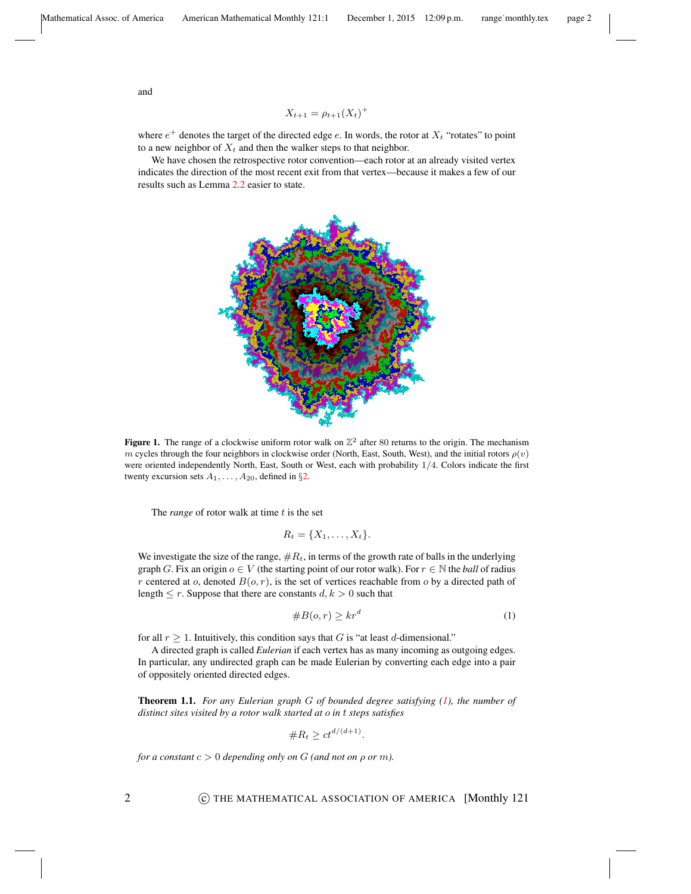and

$$X_{t+1} = \rho_{t+1}(X_t)^+$$

where $e^+$ denotes the target of the directed edge $e$. In words, the rotor at $X_t$ "rotates" to point to a new neighbor of $X_t$ and then the walker steps to that neighbor.

We have chosen the retrospective rotor convention—each rotor at an already visited vertex indicates the direction of the most recent exit from that vertex—because it makes a few of our results such as Lemma 2.2 easier to state.

**Figure 1.** The range of a clockwise uniform rotor walk on $\mathbb{Z}^2$ after 80 returns to the origin. The mechanism $m$ cycles through the four neighbors in clockwise order (North, East, South, West), and the initial rotors $\rho(v)$ were oriented independently North, East, South or West, each with probability $1/4$. Colors indicate the first twenty excursion sets $A_1, \ldots, A_{20}$, defined in §2.

The *range* of rotor walk at time $t$ is the set

$$R_t = \{X_1, \ldots, X_t\}.$$

We investigate the size of the range, $\#R_t$, in terms of the growth rate of balls in the underlying graph $G$. Fix an origin $o \in V$ (the starting point of our rotor walk). For $r \in \mathbb{N}$ the *ball* of radius $r$ centered at $o$, denoted $B(o, r)$, is the set of vertices reachable from $o$ by a directed path of length $\leq r$. Suppose that there are constants $d, k > 0$ such that

$$\#B(o, r) \geq kr^d \tag{1}$$

for all $r \geq 1$. Intuitively, this condition says that $G$ is "at least $d$-dimensional."

A directed graph is called *Eulerian* if each vertex has as many incoming as outgoing edges. In particular, any undirected graph can be made Eulerian by converting each edge into a pair of oppositely oriented directed edges.

**Theorem 1.1.** *For any Eulerian graph $G$ of bounded degree satisfying (1), the number of distinct sites visited by a rotor walk started at $o$ in $t$ steps satisfies*

$$\#R_t \geq ct^{d/(d+1)}.$$

*for a constant $c > 0$ depending only on $G$ (and not on $\rho$ or $m$).*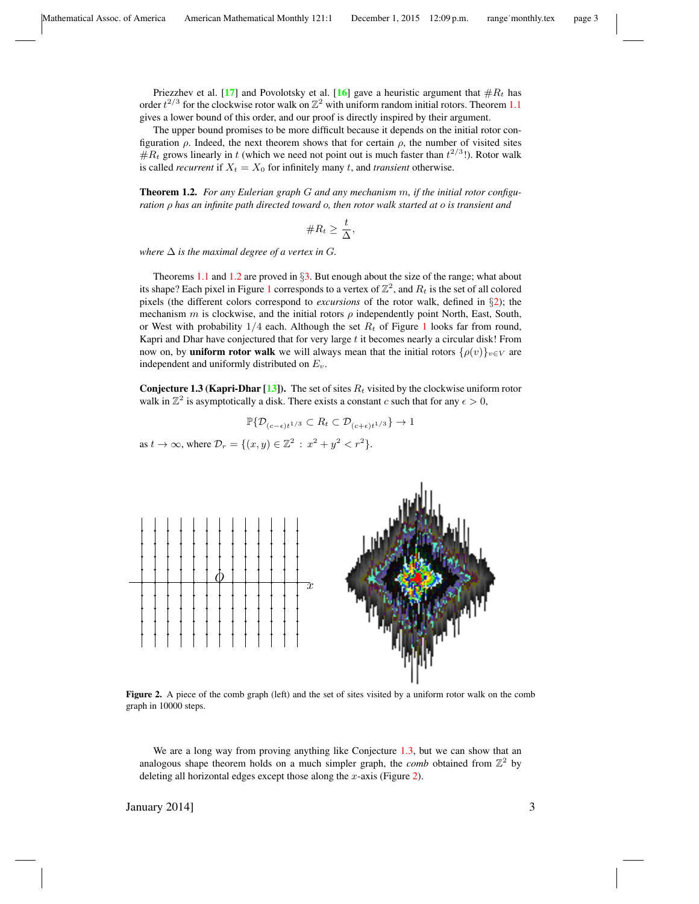Priezzhev et al. [17] and Povolotsky et al. [16] gave a heuristic argument that $\#R_t$ has order $t^{2/3}$ for the clockwise rotor walk on $\mathbb{Z}^2$ with uniform random initial rotors. Theorem 1.1 gives a lower bound of this order, and our proof is directly inspired by their argument.

The upper bound promises to be more difficult because it depends on the initial rotor configuration $\rho$. Indeed, the next theorem shows that for certain $\rho$, the number of visited sites $\#R_t$ grows linearly in $t$ (which we need not point out is much faster than $t^{2/3}$!). Rotor walk is called *recurrent* if $X_t = X_0$ for infinitely many $t$, and *transient* otherwise.

**Theorem 1.2.** *For any Eulerian graph $G$ and any mechanism $m$, if the initial rotor configuration $\rho$ has an infinite path directed toward $o$, then rotor walk started at $o$ is transient and*

$$\#R_t \geq \frac{t}{\Delta},$$

*where $\Delta$ is the maximal degree of a vertex in $G$.*

Theorems 1.1 and 1.2 are proved in §3. But enough about the size of the range; what about its shape? Each pixel in Figure 1 corresponds to a vertex of $\mathbb{Z}^2$, and $R_t$ is the set of all colored pixels (the different colors correspond to *excursions* of the rotor walk, defined in §2); the mechanism $m$ is clockwise, and the initial rotors $\rho$ independently point North, East, South, or West with probability $1/4$ each. Although the set $R_t$ of Figure 1 looks far from round, Kapri and Dhar have conjectured that for very large $t$ it becomes nearly a circular disk! From now on, by **uniform rotor walk** we will always mean that the initial rotors $\{\rho(v)\}_{v \in V}$ are independent and uniformly distributed on $E_v$.

**Conjecture 1.3 (Kapri-Dhar [13]).** The set of sites $R_t$ visited by the clockwise uniform rotor walk in $\mathbb{Z}^2$ is asymptotically a disk. There exists a constant $c$ such that for any $\epsilon > 0$,

$$\mathbb{P}\{\mathcal{D}_{(c-\epsilon)t^{1/3}} \subset R_t \subset \mathcal{D}_{(c+\epsilon)t^{1/3}}\} \to 1$$

as $t \to \infty$, where $\mathcal{D}_r = \{(x, y) \in \mathbb{Z}^2 : x^2 + y^2 < r^2\}$.

**Figure 2.** A piece of the comb graph (left) and the set of sites visited by a uniform rotor walk on the comb graph in 10000 steps.

We are a long way from proving anything like Conjecture 1.3, but we can show that an analogous shape theorem holds on a much simpler graph, the *comb* obtained from $\mathbb{Z}^2$ by deleting all horizontal edges except those along the $x$-axis (Figure 2).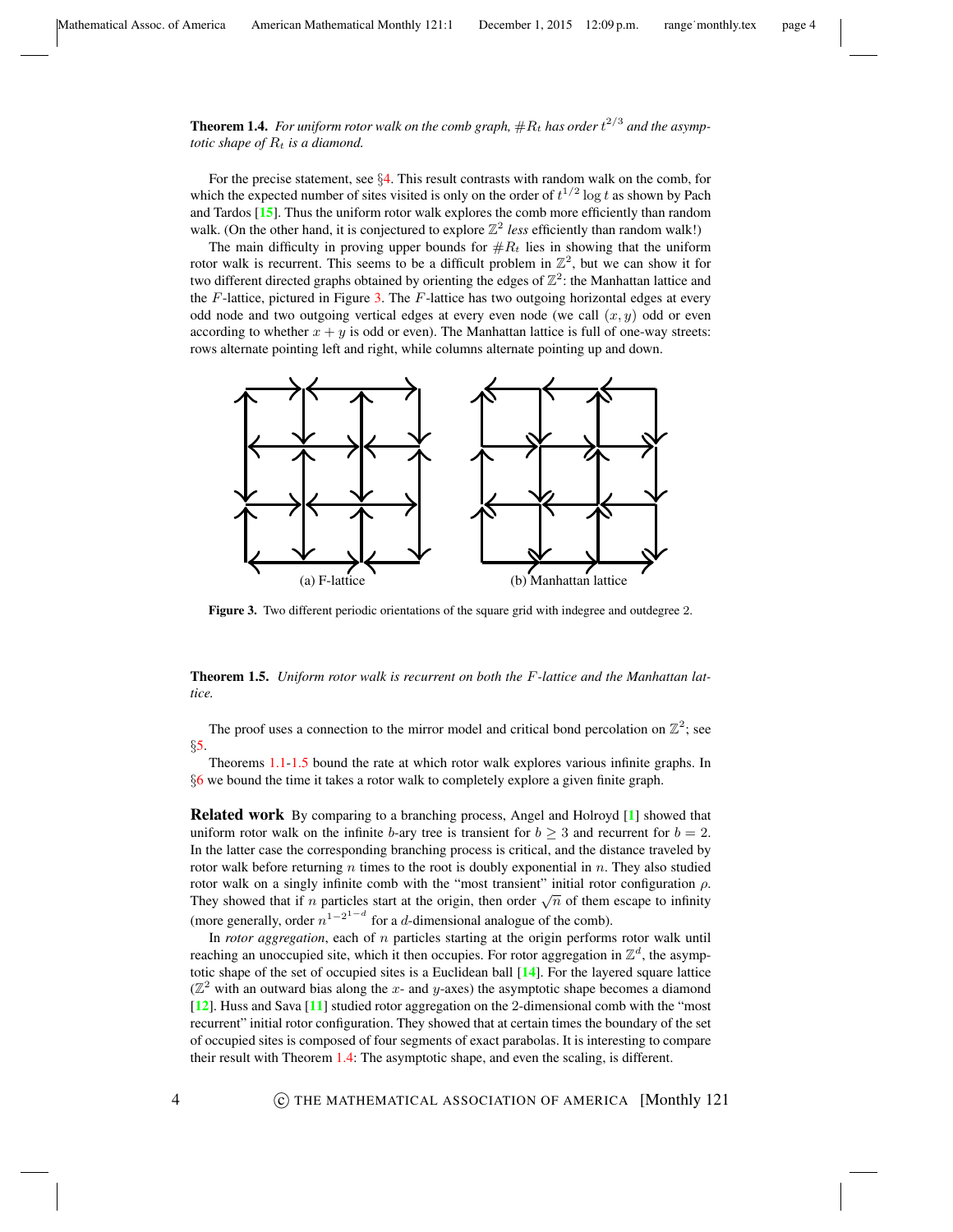**Theorem 1.4.** *For uniform rotor walk on the comb graph, $\#R_t$ has order $t^{2/3}$ and the asymptotic shape of $R_t$ is a diamond.*

For the precise statement, see §4. This result contrasts with random walk on the comb, for which the expected number of sites visited is only on the order of $t^{1/2} \log t$ as shown by Pach and Tardos [15]. Thus the uniform rotor walk explores the comb more efficiently than random walk. (On the other hand, it is conjectured to explore $\mathbb{Z}^2$ *less* efficiently than random walk!)

The main difficulty in proving upper bounds for $\#R_t$ lies in showing that the uniform rotor walk is recurrent. This seems to be a difficult problem in $\mathbb{Z}^2$, but we can show it for two different directed graphs obtained by orienting the edges of $\mathbb{Z}^2$: the Manhattan lattice and the $F$-lattice, pictured in Figure 3. The $F$-lattice has two outgoing horizontal edges at every odd node and two outgoing vertical edges at every even node (we call $(x, y)$ odd or even according to whether $x + y$ is odd or even). The Manhattan lattice is full of one-way streets: rows alternate pointing left and right, while columns alternate pointing up and down.

(a) F-lattice (b) Manhattan lattice

**Figure 3.** Two different periodic orientations of the square grid with indegree and outdegree 2.

**Theorem 1.5.** *Uniform rotor walk is recurrent on both the $F$-lattice and the Manhattan lattice.*

The proof uses a connection to the mirror model and critical bond percolation on $\mathbb{Z}^2$; see §5.

Theorems 1.1-1.5 bound the rate at which rotor walk explores various infinite graphs. In §6 we bound the time it takes a rotor walk to completely explore a given finite graph.

**Related work** By comparing to a branching process, Angel and Holroyd [1] showed that uniform rotor walk on the infinite $b$-ary tree is transient for $b \geq 3$ and recurrent for $b = 2$. In the latter case the corresponding branching process is critical, and the distance traveled by rotor walk before returning $n$ times to the root is doubly exponential in $n$. They also studied rotor walk on a singly infinite comb with the "most transient" initial rotor configuration $\rho$. They showed that if $n$ particles start at the origin, then order $\sqrt{n}$ of them escape to infinity (more generally, order $n^{1-2^{1-d}}$ for a $d$-dimensional analogue of the comb).

In *rotor aggregation*, each of $n$ particles starting at the origin performs rotor walk until reaching an unoccupied site, which it then occupies. For rotor aggregation in $\mathbb{Z}^d$, the asymptotic shape of the set of occupied sites is a Euclidean ball [14]. For the layered square lattice ($\mathbb{Z}^2$ with an outward bias along the $x$- and $y$-axes) the asymptotic shape becomes a diamond [12]. Huss and Sava [11] studied rotor aggregation on the 2-dimensional comb with the "most recurrent" initial rotor configuration. They showed that at certain times the boundary of the set of occupied sites is composed of four segments of exact parabolas. It is interesting to compare their result with Theorem 1.4: The asymptotic shape, and even the scaling, is different.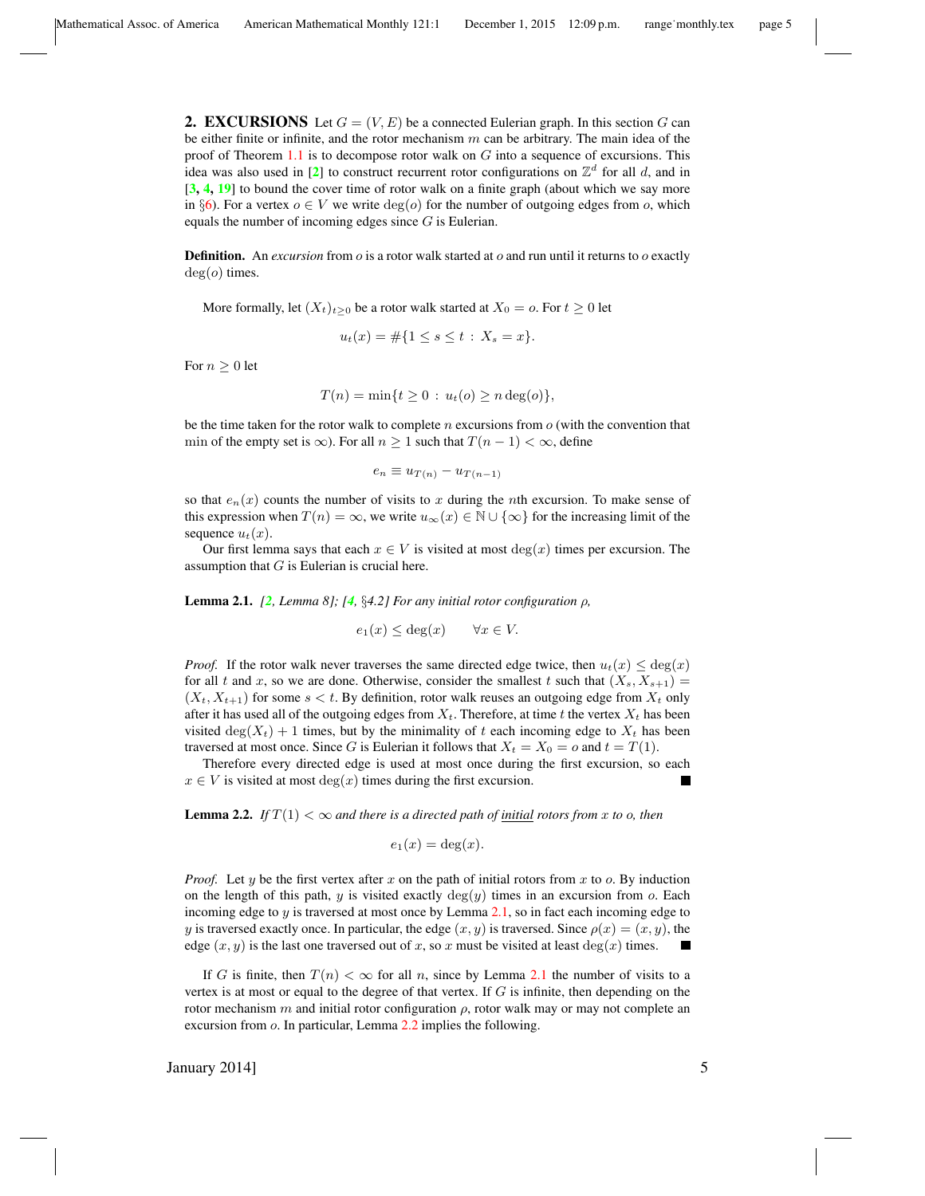## 2. EXCURSIONS

Let $G = (V, E)$ be a connected Eulerian graph. In this section $G$ can be either finite or infinite, and the rotor mechanism $m$ can be arbitrary. The main idea of the proof of Theorem 1.1 is to decompose rotor walk on $G$ into a sequence of excursions. This idea was also used in [2] to construct recurrent rotor configurations on $\mathbb{Z}^d$ for all $d$, and in [3, 4, 19] to bound the cover time of rotor walk on a finite graph (about which we say more in §6). For a vertex $o \in V$ we write $\deg(o)$ for the number of outgoing edges from $o$, which equals the number of incoming edges since $G$ is Eulerian.

**Definition.** An *excursion* from $o$ is a rotor walk started at $o$ and run until it returns to $o$ exactly $\deg(o)$ times.

More formally, let $(X_t)_{t \geq 0}$ be a rotor walk started at $X_0 = o$. For $t \geq 0$ let

$$u_t(x) = \#\{1 \leq s \leq t \,:\, X_s = x\}.$$

For $n \geq 0$ let

$$T(n) = \min\{t \geq 0 \,:\, u_t(o) \geq n \deg(o)\},$$

be the time taken for the rotor walk to complete $n$ excursions from $o$ (with the convention that $\min$ of the empty set is $\infty$). For all $n \geq 1$ such that $T(n-1) < \infty$, define

$$e_n \equiv u_{T(n)} - u_{T(n-1)}$$

so that $e_n(x)$ counts the number of visits to $x$ during the $n$th excursion. To make sense of this expression when $T(n) = \infty$, we write $u_\infty(x) \in \mathbb{N} \cup \{\infty\}$ for the increasing limit of the sequence $u_t(x)$.

Our first lemma says that each $x \in V$ is visited at most $\deg(x)$ times per excursion. The assumption that $G$ is Eulerian is crucial here.

**Lemma 2.1.** *[2, Lemma 8]; [4, §4.2] For any initial rotor configuration $\rho$,*

$$e_1(x) \leq \deg(x) \qquad \forall x \in V.$$

*Proof.* If the rotor walk never traverses the same directed edge twice, then $u_t(x) \leq \deg(x)$ for all $t$ and $x$, so we are done. Otherwise, consider the smallest $t$ such that $(X_s, X_{s+1}) = (X_t, X_{t+1})$ for some $s < t$. By definition, rotor walk reuses an outgoing edge from $X_t$ only after it has used all of the outgoing edges from $X_t$. Therefore, at time $t$ the vertex $X_t$ has been visited $\deg(X_t) + 1$ times, but by the minimality of $t$ each incoming edge to $X_t$ has been traversed at most once. Since $G$ is Eulerian it follows that $X_t = X_0 = o$ and $t = T(1)$.

Therefore every directed edge is used at most once during the first excursion, so each $x \in V$ is visited at most $\deg(x)$ times during the first excursion. ■

**Lemma 2.2.** *If $T(1) < \infty$ and there is a directed path of <u>initial</u> rotors from $x$ to $o$, then*

$$e_1(x) = \deg(x).$$

*Proof.* Let $y$ be the first vertex after $x$ on the path of initial rotors from $x$ to $o$. By induction on the length of this path, $y$ is visited exactly $\deg(y)$ times in an excursion from $o$. Each incoming edge to $y$ is traversed at most once by Lemma 2.1, so in fact each incoming edge to $y$ is traversed exactly once. In particular, the edge $(x, y)$ is traversed. Since $\rho(x) = (x, y)$, the edge $(x, y)$ is the last one traversed out of $x$, so $x$ must be visited at least $\deg(x)$ times. ■

If $G$ is finite, then $T(n) < \infty$ for all $n$, since by Lemma 2.1 the number of visits to a vertex is at most or equal to the degree of that vertex. If $G$ is infinite, then depending on the rotor mechanism $m$ and initial rotor configuration $\rho$, rotor walk may or may not complete an excursion from $o$. In particular, Lemma 2.2 implies the following.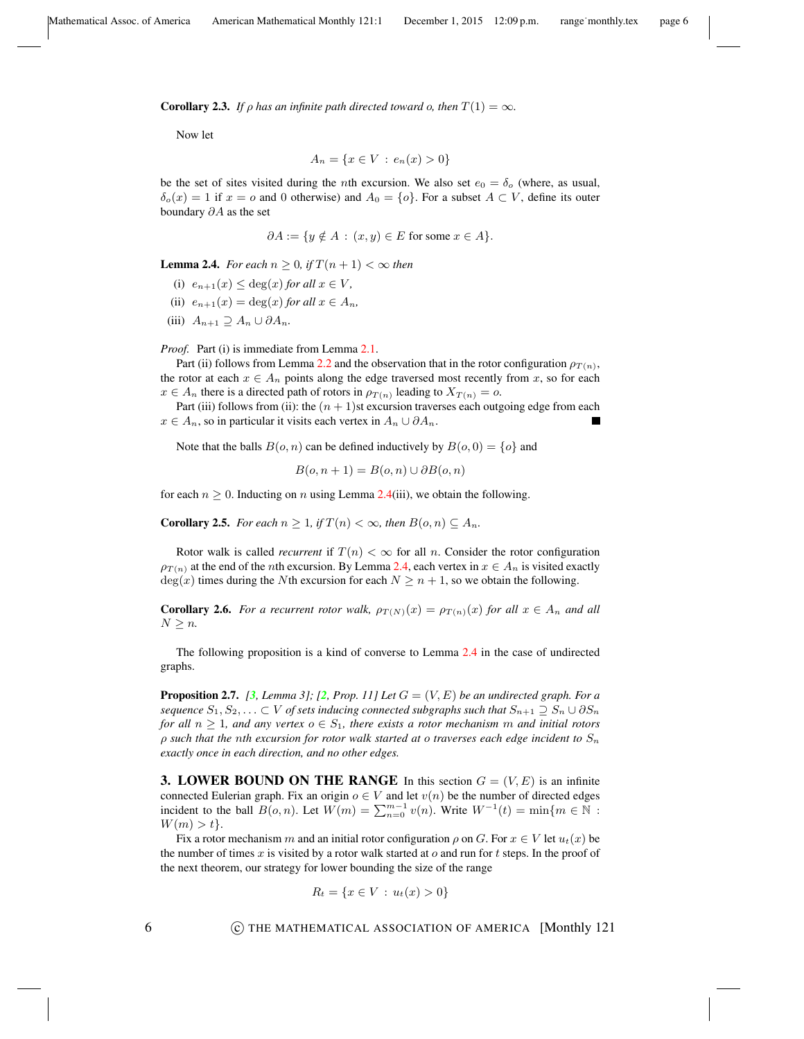**Corollary 2.3.** *If $\rho$ has an infinite path directed toward $o$, then $T(1) = \infty$.*

Now let

$$A_n = \{x \in V : e_n(x) > 0\}$$

be the set of sites visited during the $n$th excursion. We also set $e_0 = \delta_o$ (where, as usual, $\delta_o(x) = 1$ if $x = o$ and 0 otherwise) and $A_0 = \{o\}$. For a subset $A \subset V$, define its outer boundary $\partial A$ as the set

$$\partial A := \{y \notin A : (x, y) \in E \text{ for some } x \in A\}.$$

**Lemma 2.4.** *For each $n \geq 0$, if $T(n+1) < \infty$ then*

(i) $e_{n+1}(x) \leq \deg(x)$ *for all* $x \in V$,

(ii) $e_{n+1}(x) = \deg(x)$ *for all* $x \in A_n$,

(iii) $A_{n+1} \supseteq A_n \cup \partial A_n$.

*Proof.* Part (i) is immediate from Lemma 2.1.

Part (ii) follows from Lemma 2.2 and the observation that in the rotor configuration $\rho_{T(n)}$, the rotor at each $x \in A_n$ points along the edge traversed most recently from $x$, so for each $x \in A_n$ there is a directed path of rotors in $\rho_{T(n)}$ leading to $X_{T(n)} = o$.

Part (iii) follows from (ii): the $(n+1)$st excursion traverses each outgoing edge from each $x \in A_n$, so in particular it visits each vertex in $A_n \cup \partial A_n$. ∎

Note that the balls $B(o, n)$ can be defined inductively by $B(o, 0) = \{o\}$ and

$$B(o, n+1) = B(o, n) \cup \partial B(o, n)$$

for each $n \geq 0$. Inducting on $n$ using Lemma 2.4(iii), we obtain the following.

**Corollary 2.5.** *For each $n \geq 1$, if $T(n) < \infty$, then $B(o, n) \subseteq A_n$.*

Rotor walk is called *recurrent* if $T(n) < \infty$ for all $n$. Consider the rotor configuration $\rho_{T(n)}$ at the end of the $n$th excursion. By Lemma 2.4, each vertex in $x \in A_n$ is visited exactly $\deg(x)$ times during the $N$th excursion for each $N \geq n+1$, so we obtain the following.

**Corollary 2.6.** *For a recurrent rotor walk, $\rho_{T(N)}(x) = \rho_{T(n)}(x)$ for all $x \in A_n$ and all $N \geq n$.*

The following proposition is a kind of converse to Lemma 2.4 in the case of undirected graphs.

**Proposition 2.7.** *[3, Lemma 3]; [2, Prop. 11] Let $G = (V, E)$ be an undirected graph. For a sequence $S_1, S_2, \ldots \subset V$ of sets inducing connected subgraphs such that $S_{n+1} \supseteq S_n \cup \partial S_n$ for all $n \geq 1$, and any vertex $o \in S_1$, there exists a rotor mechanism $m$ and initial rotors $\rho$ such that the $n$th excursion for rotor walk started at $o$ traverses each edge incident to $S_n$ exactly once in each direction, and no other edges.*

## 3. LOWER BOUND ON THE RANGE

In this section $G = (V, E)$ is an infinite connected Eulerian graph. Fix an origin $o \in V$ and let $v(n)$ be the number of directed edges incident to the ball $B(o, n)$. Let $W(m) = \sum_{n=0}^{m-1} v(n)$. Write $W^{-1}(t) = \min\{m \in \mathbb{N} : W(m) > t\}$.

Fix a rotor mechanism $m$ and an initial rotor configuration $\rho$ on $G$. For $x \in V$ let $u_t(x)$ be the number of times $x$ is visited by a rotor walk started at $o$ and run for $t$ steps. In the proof of the next theorem, our strategy for lower bounding the size of the range

$$R_t = \{x \in V : u_t(x) > 0\}$$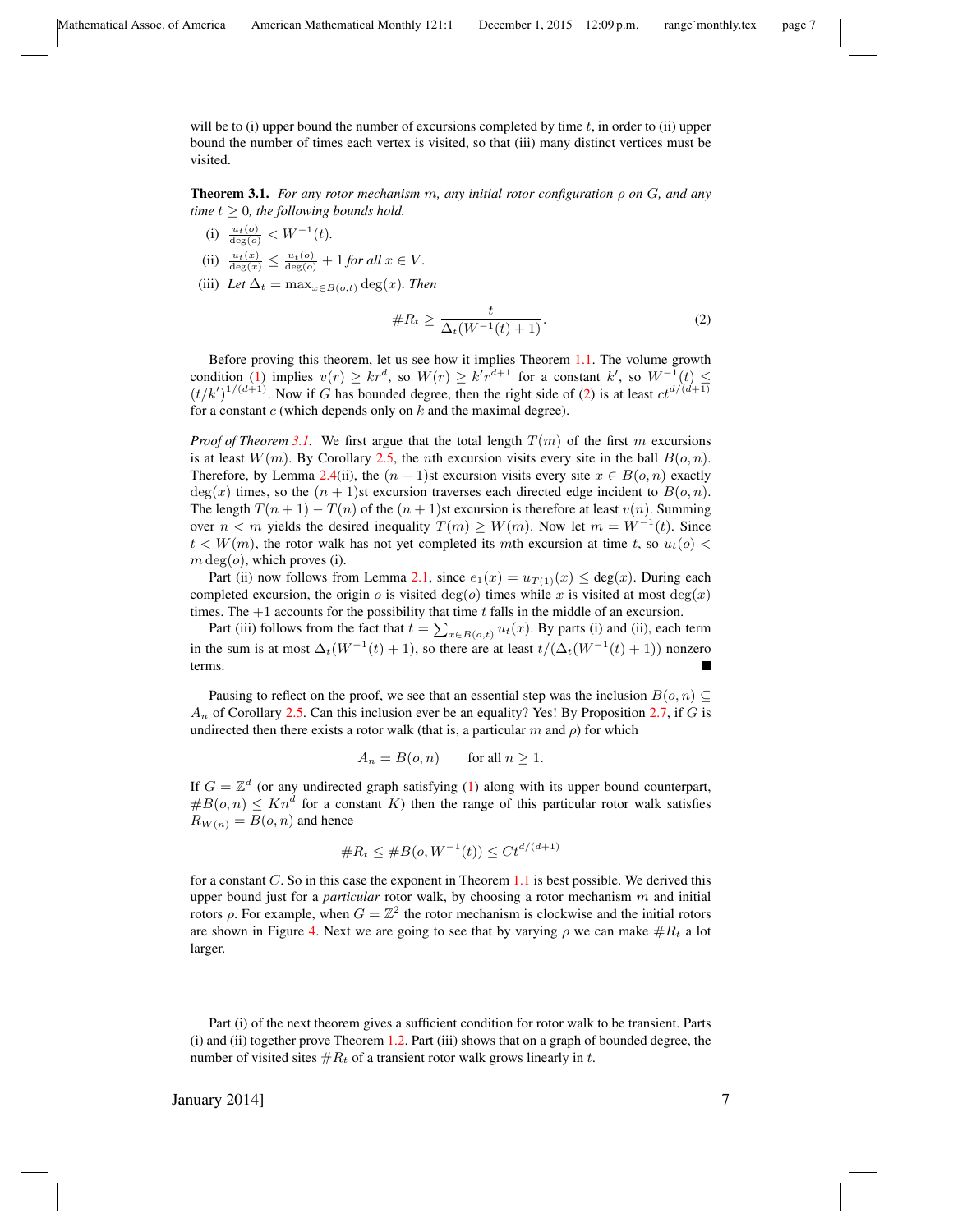will be to (i) upper bound the number of excursions completed by time $t$, in order to (ii) upper bound the number of times each vertex is visited, so that (iii) many distinct vertices must be visited.

**Theorem 3.1.** *For any rotor mechanism $m$, any initial rotor configuration $\rho$ on $G$, and any time $t \geq 0$, the following bounds hold.*

(i) $\frac{u_t(o)}{\deg(o)} < W^{-1}(t)$.

(ii) $\frac{u_t(x)}{\deg(x)} \leq \frac{u_t(o)}{\deg(o)} + 1$ *for all* $x \in V$.

(iii) *Let* $\Delta_t = \max_{x \in B(o,t)} \deg(x)$. *Then*

$$\#R_t \geq \frac{t}{\Delta_t (W^{-1}(t) + 1)}. \tag{2}$$

Before proving this theorem, let us see how it implies Theorem 1.1. The volume growth condition (1) implies $v(r) \geq kr^d$, so $W(r) \geq k' r^{d+1}$ for a constant $k'$, so $W^{-1}(t) \leq (t/k')^{1/(d+1)}$. Now if $G$ has bounded degree, then the right side of (2) is at least $ct^{d/(d+1)}$ for a constant $c$ (which depends only on $k$ and the maximal degree).

*Proof of Theorem 3.1.* We first argue that the total length $T(m)$ of the first $m$ excursions is at least $W(m)$. By Corollary 2.5, the $n$th excursion visits every site in the ball $B(o,n)$. Therefore, by Lemma 2.4(ii), the $(n+1)$st excursion visits every site $x \in B(o,n)$ exactly $\deg(x)$ times, so the $(n+1)$st excursion traverses each directed edge incident to $B(o,n)$. The length $T(n+1) - T(n)$ of the $(n+1)$st excursion is therefore at least $v(n)$. Summing over $n < m$ yields the desired inequality $T(m) \geq W(m)$. Now let $m = W^{-1}(t)$. Since $t < W(m)$, the rotor walk has not yet completed its $m$th excursion at time $t$, so $u_t(o) < m \deg(o)$, which proves (i).

Part (ii) now follows from Lemma 2.1, since $e_1(x) = u_{T(1)}(x) \leq \deg(x)$. During each completed excursion, the origin $o$ is visited $\deg(o)$ times while $x$ is visited at most $\deg(x)$ times. The $+1$ accounts for the possibility that time $t$ falls in the middle of an excursion.

Part (iii) follows from the fact that $t = \sum_{x \in B(o,t)} u_t(x)$. By parts (i) and (ii), each term in the sum is at most $\Delta_t(W^{-1}(t)+1)$, so there are at least $t/(\Delta_t(W^{-1}(t)+1))$ nonzero terms. ■

Pausing to reflect on the proof, we see that an essential step was the inclusion $B(o,n) \subseteq A_n$ of Corollary 2.5. Can this inclusion ever be an equality? Yes! By Proposition 2.7, if $G$ is undirected then there exists a rotor walk (that is, a particular $m$ and $\rho$) for which

$$A_n = B(o,n) \qquad \text{for all } n \geq 1.$$

If $G = \mathbb{Z}^d$ (or any undirected graph satisfying (1) along with its upper bound counterpart, $\#B(o,n) \leq Kn^d$ for a constant $K$) then the range of this particular rotor walk satisfies $R_{W(n)} = B(o,n)$ and hence

$$\#R_t \leq \#B(o, W^{-1}(t)) \leq Ct^{d/(d+1)}$$

for a constant $C$. So in this case the exponent in Theorem 1.1 is best possible. We derived this upper bound just for a *particular* rotor walk, by choosing a rotor mechanism $m$ and initial rotors $\rho$. For example, when $G = \mathbb{Z}^2$ the rotor mechanism is clockwise and the initial rotors are shown in Figure 4. Next we are going to see that by varying $\rho$ we can make $\#R_t$ a lot larger.

Part (i) of the next theorem gives a sufficient condition for rotor walk to be transient. Parts (i) and (ii) together prove Theorem 1.2. Part (iii) shows that on a graph of bounded degree, the number of visited sites $\#R_t$ of a transient rotor walk grows linearly in $t$.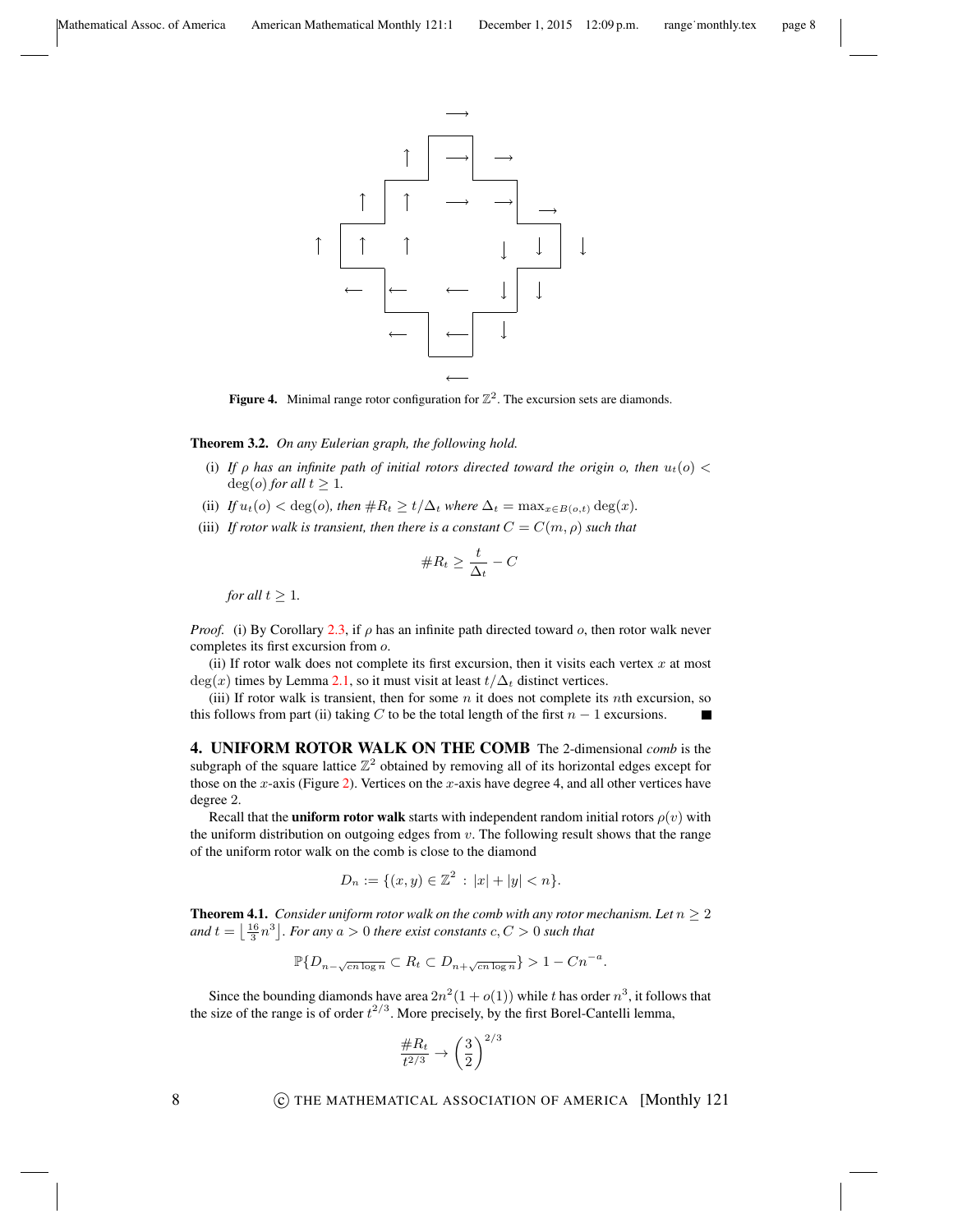**Figure 4.** Minimal range rotor configuration for $\mathbb{Z}^2$. The excursion sets are diamonds.

**Theorem 3.2.** *On any Eulerian graph, the following hold.*

(i) *If $\rho$ has an infinite path of initial rotors directed toward the origin $o$, then $u_t(o) < \deg(o)$ for all $t \geq 1$.*

(ii) *If $u_t(o) < \deg(o)$, then $\#R_t \geq t/\Delta_t$ where $\Delta_t = \max_{x \in B(o,t)} \deg(x)$.*

(iii) *If rotor walk is transient, then there is a constant $C = C(m, \rho)$ such that*

$$\#R_t \geq \frac{t}{\Delta_t} - C$$

*for all $t \geq 1$.*

*Proof.* (i) By Corollary 2.3, if $\rho$ has an infinite path directed toward $o$, then rotor walk never completes its first excursion from $o$.

(ii) If rotor walk does not complete its first excursion, then it visits each vertex $x$ at most $\deg(x)$ times by Lemma 2.1, so it must visit at least $t/\Delta_t$ distinct vertices.

(iii) If rotor walk is transient, then for some $n$ it does not complete its $n$th excursion, so this follows from part (ii) taking $C$ to be the total length of the first $n-1$ excursions. ∎

## 4. UNIFORM ROTOR WALK ON THE COMB

The 2-dimensional *comb* is the subgraph of the square lattice $\mathbb{Z}^2$ obtained by removing all of its horizontal edges except for those on the $x$-axis (Figure 2). Vertices on the $x$-axis have degree 4, and all other vertices have degree 2.

Recall that the **uniform rotor walk** starts with independent random initial rotors $\rho(v)$ with the uniform distribution on outgoing edges from $v$. The following result shows that the range of the uniform rotor walk on the comb is close to the diamond

$$D_n := \{(x, y) \in \mathbb{Z}^2 : |x| + |y| < n\}.$$

**Theorem 4.1.** *Consider uniform rotor walk on the comb with any rotor mechanism. Let $n \geq 2$ and $t = \lfloor \frac{16}{3} n^3 \rfloor$. For any $a > 0$ there exist constants $c, C > 0$ such that*

$$\mathbb{P}\{D_{n - \sqrt{cn \log n}} \subset R_t \subset D_{n + \sqrt{cn \log n}}\} > 1 - Cn^{-a}.$$

Since the bounding diamonds have area $2n^2(1 + o(1))$ while $t$ has order $n^3$, it follows that the size of the range is of order $t^{2/3}$. More precisely, by the first Borel-Cantelli lemma,

$$\frac{\#R_t}{t^{2/3}} \to \left(\frac{3}{2}\right)^{2/3}$$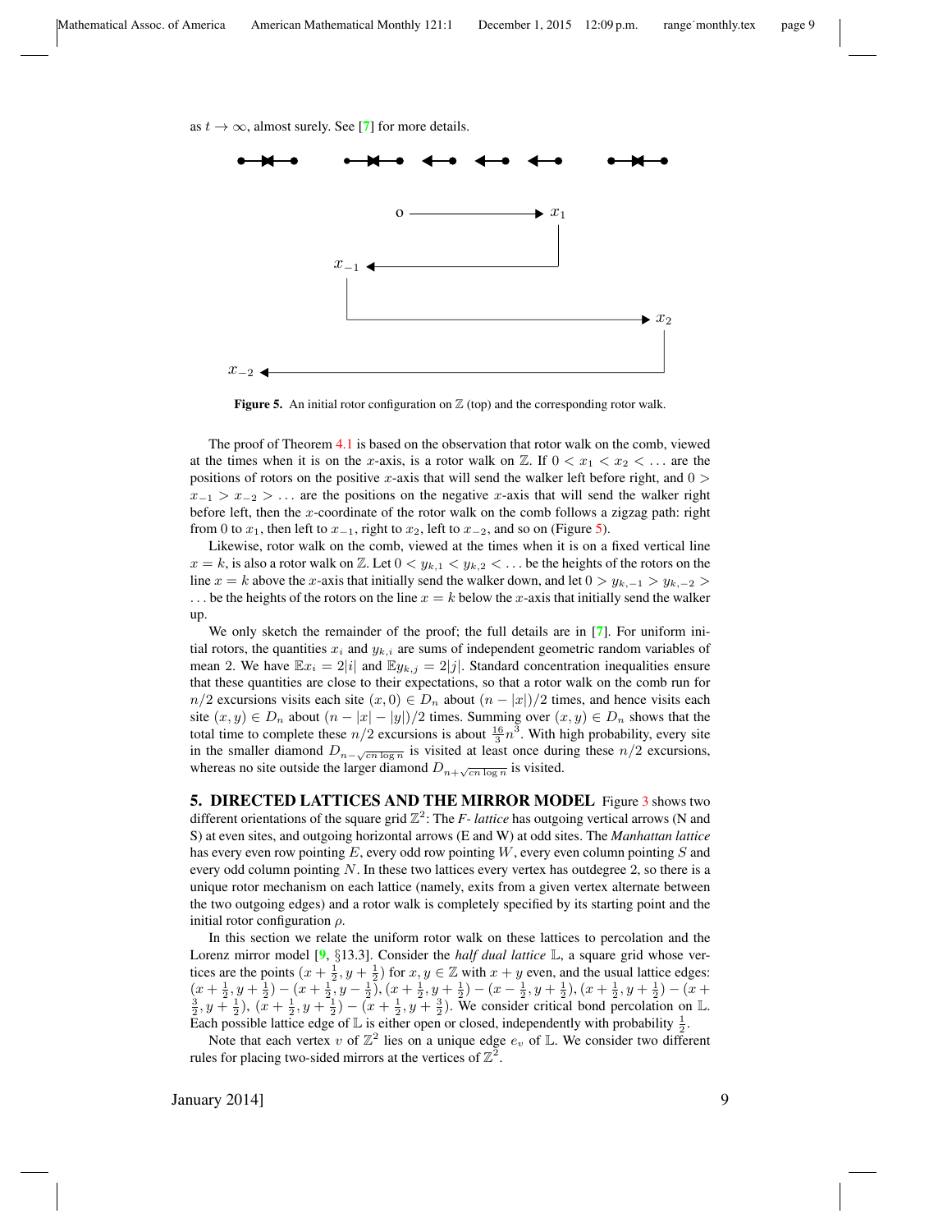as $t \to \infty$, almost surely. See [7] for more details.

**Figure 5.** An initial rotor configuration on $\mathbb{Z}$ (top) and the corresponding rotor walk.

The proof of Theorem 4.1 is based on the observation that rotor walk on the comb, viewed at the times when it is on the $x$-axis, is a rotor walk on $\mathbb{Z}$. If $0 < x_1 < x_2 < \ldots$ are the positions of rotors on the positive $x$-axis that will send the walker left before right, and $0 > x_{-1} > x_{-2} > \ldots$ are the positions on the negative $x$-axis that will send the walker right before left, then the $x$-coordinate of the rotor walk on the comb follows a zigzag path: right from 0 to $x_1$, then left to $x_{-1}$, right to $x_2$, left to $x_{-2}$, and so on (Figure 5).

Likewise, rotor walk on the comb, viewed at the times when it is on a fixed vertical line $x = k$, is also a rotor walk on $\mathbb{Z}$. Let $0 < y_{k,1} < y_{k,2} < \ldots$ be the heights of the rotors on the line $x = k$ above the $x$-axis that initially send the walker down, and let $0 > y_{k,-1} > y_{k,-2} > \ldots$ be the heights of the rotors on the line $x = k$ below the $x$-axis that initially send the walker up.

We only sketch the remainder of the proof; the full details are in [7]. For uniform initial rotors, the quantities $x_i$ and $y_{k,i}$ are sums of independent geometric random variables of mean 2. We have $\mathbb{E}x_i = 2|i|$ and $\mathbb{E}y_{k,j} = 2|j|$. Standard concentration inequalities ensure that these quantities are close to their expectations, so that a rotor walk on the comb run for $n/2$ excursions visits each site $(x, 0) \in D_n$ about $(n - |x|)/2$ times, and hence visits each site $(x, y) \in D_n$ about $(n - |x| - |y|)/2$ times. Summing over $(x, y) \in D_n$ shows that the total time to complete these $n/2$ excursions is about $\frac{16}{3}n^3$. With high probability, every site in the smaller diamond $D_{n-\sqrt{cn\log n}}$ is visited at least once during these $n/2$ excursions, whereas no site outside the larger diamond $D_{n+\sqrt{cn\log n}}$ is visited.

## 5. DIRECTED LATTICES AND THE MIRROR MODEL

Figure 3 shows two different orientations of the square grid $\mathbb{Z}^2$: The *F- lattice* has outgoing vertical arrows (N and S) at even sites, and outgoing horizontal arrows (E and W) at odd sites. The *Manhattan lattice* has every even row pointing $E$, every odd row pointing $W$, every even column pointing $S$ and every odd column pointing $N$. In these two lattices every vertex has outdegree 2, so there is a unique rotor mechanism on each lattice (namely, exits from a given vertex alternate between the two outgoing edges) and a rotor walk is completely specified by its starting point and the initial rotor configuration $\rho$.

In this section we relate the uniform rotor walk on these lattices to percolation and the Lorenz mirror model [9, §13.3]. Consider the *half dual lattice* $\mathbb{L}$, a square grid whose vertices are the points $(x + \frac{1}{2}, y + \frac{1}{2})$ for $x, y \in \mathbb{Z}$ with $x + y$ even, and the usual lattice edges: $(x + \frac{1}{2}, y + \frac{1}{2}) - (x + \frac{1}{2}, y - \frac{1}{2})$, $(x + \frac{1}{2}, y + \frac{1}{2}) - (x - \frac{1}{2}, y + \frac{1}{2})$, $(x + \frac{1}{2}, y + \frac{1}{2}) - (x + \frac{3}{2}, y + \frac{1}{2})$, $(x + \frac{1}{2}, y + \frac{1}{2}) - (x + \frac{1}{2}, y + \frac{3}{2})$. We consider critical bond percolation on $\mathbb{L}$. Each possible lattice edge of $\mathbb{L}$ is either open or closed, independently with probability $\frac{1}{2}$.

Note that each vertex $v$ of $\mathbb{Z}^2$ lies on a unique edge $e_v$ of $\mathbb{L}$. We consider two different rules for placing two-sided mirrors at the vertices of $\mathbb{Z}^2$.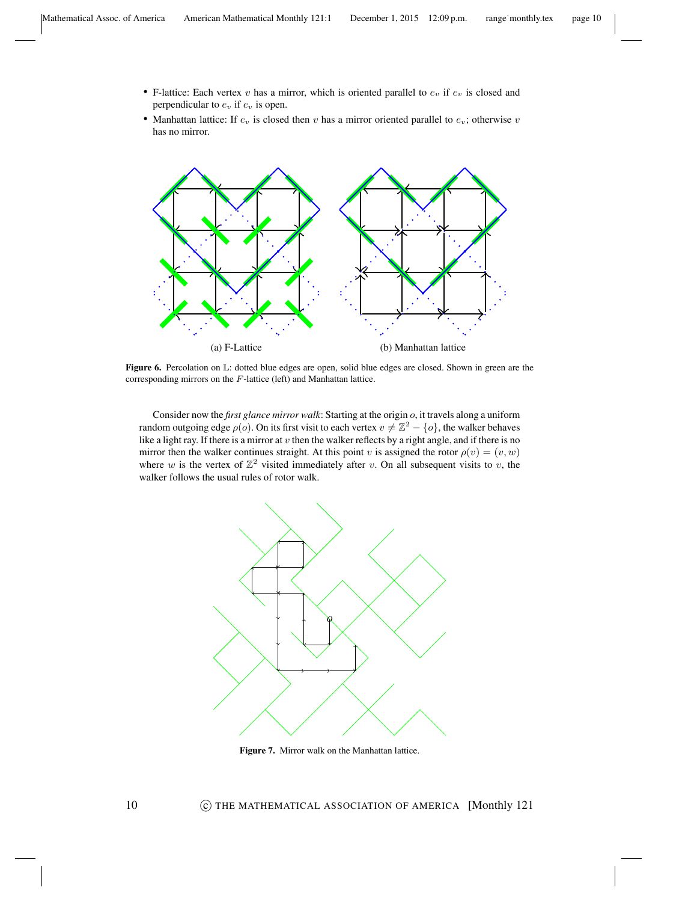- F-lattice: Each vertex $v$ has a mirror, which is oriented parallel to $e_v$ if $e_v$ is closed and perpendicular to $e_v$ if $e_v$ is open.
- Manhattan lattice: If $e_v$ is closed then $v$ has a mirror oriented parallel to $e_v$; otherwise $v$ has no mirror.

(a) F-Lattice (b) Manhattan lattice

**Figure 6.** Percolation on $\mathbb{L}$: dotted blue edges are open, solid blue edges are closed. Shown in green are the corresponding mirrors on the $F$-lattice (left) and Manhattan lattice.

Consider now the *first glance mirror walk*: Starting at the origin $o$, it travels along a uniform random outgoing edge $\rho(o)$. On its first visit to each vertex $v \neq \mathbb{Z}^2 - \{o\}$, the walker behaves like a light ray. If there is a mirror at $v$ then the walker reflects by a right angle, and if there is no mirror then the walker continues straight. At this point $v$ is assigned the rotor $\rho(v) = (v, w)$ where $w$ is the vertex of $\mathbb{Z}^2$ visited immediately after $v$. On all subsequent visits to $v$, the walker follows the usual rules of rotor walk.

**Figure 7.** Mirror walk on the Manhattan lattice.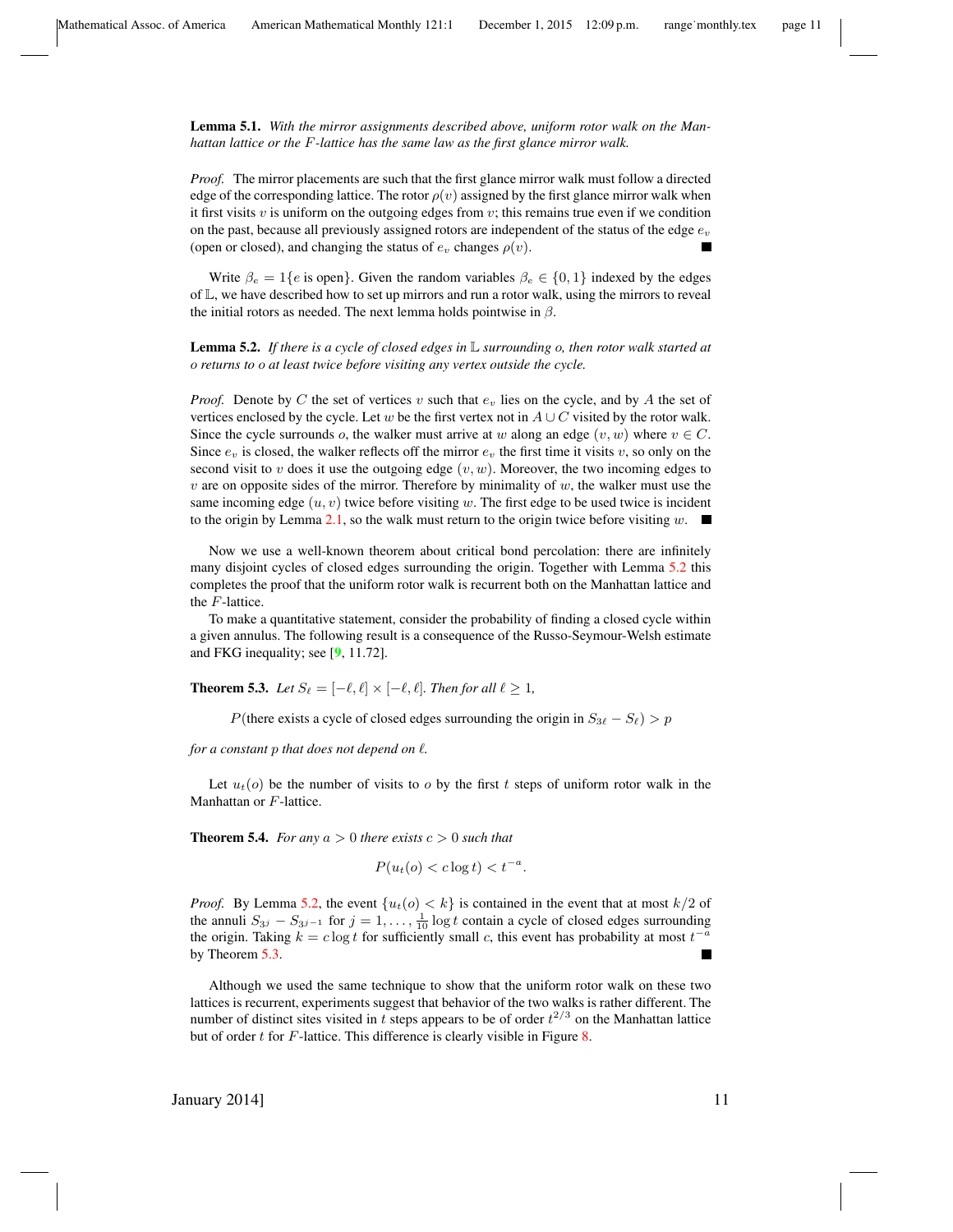**Lemma 5.1.** *With the mirror assignments described above, uniform rotor walk on the Manhattan lattice or the $F$-lattice has the same law as the first glance mirror walk.*

*Proof.* The mirror placements are such that the first glance mirror walk must follow a directed edge of the corresponding lattice. The rotor $\rho(v)$ assigned by the first glance mirror walk when it first visits $v$ is uniform on the outgoing edges from $v$; this remains true even if we condition on the past, because all previously assigned rotors are independent of the status of the edge $e_v$ (open or closed), and changing the status of $e_v$ changes $\rho(v)$. ■

Write $\beta_e = 1\{e \text{ is open}\}$. Given the random variables $\beta_e \in \{0, 1\}$ indexed by the edges of $\mathbb{L}$, we have described how to set up mirrors and run a rotor walk, using the mirrors to reveal the initial rotors as needed. The next lemma holds pointwise in $\beta$.

**Lemma 5.2.** *If there is a cycle of closed edges in $\mathbb{L}$ surrounding $o$, then rotor walk started at $o$ returns to $o$ at least twice before visiting any vertex outside the cycle.*

*Proof.* Denote by $C$ the set of vertices $v$ such that $e_v$ lies on the cycle, and by $A$ the set of vertices enclosed by the cycle. Let $w$ be the first vertex not in $A \cup C$ visited by the rotor walk. Since the cycle surrounds $o$, the walker must arrive at $w$ along an edge $(v, w)$ where $v \in C$. Since $e_v$ is closed, the walker reflects off the mirror $e_v$ the first time it visits $v$, so only on the second visit to $v$ does it use the outgoing edge $(v, w)$. Moreover, the two incoming edges to $v$ are on opposite sides of the mirror. Therefore by minimality of $w$, the walker must use the same incoming edge $(u, v)$ twice before visiting $w$. The first edge to be used twice is incident to the origin by Lemma 2.1, so the walk must return to the origin twice before visiting $w$. ■

Now we use a well-known theorem about critical bond percolation: there are infinitely many disjoint cycles of closed edges surrounding the origin. Together with Lemma 5.2 this completes the proof that the uniform rotor walk is recurrent both on the Manhattan lattice and the $F$-lattice.

To make a quantitative statement, consider the probability of finding a closed cycle within a given annulus. The following result is a consequence of the Russo-Seymour-Welsh estimate and FKG inequality; see [9, 11.72].

**Theorem 5.3.** *Let $S_\ell = [-\ell, \ell] \times [-\ell, \ell]$. Then for all $\ell \geq 1$,*

$$P(\text{there exists a cycle of closed edges surrounding the origin in } S_{3\ell} - S_\ell) > p$$

*for a constant $p$ that does not depend on $\ell$.*

Let $u_t(o)$ be the number of visits to $o$ by the first $t$ steps of uniform rotor walk in the Manhattan or $F$-lattice.

**Theorem 5.4.** *For any $a > 0$ there exists $c > 0$ such that*

$$P(u_t(o) < c \log t) < t^{-a}.$$

*Proof.* By Lemma 5.2, the event $\{u_t(o) < k\}$ is contained in the event that at most $k/2$ of the annuli $S_{3^j} - S_{3^{j-1}}$ for $j = 1, \ldots, \frac{1}{10} \log t$ contain a cycle of closed edges surrounding the origin. Taking $k = c \log t$ for sufficiently small $c$, this event has probability at most $t^{-a}$ by Theorem 5.3. ■

Although we used the same technique to show that the uniform rotor walk on these two lattices is recurrent, experiments suggest that behavior of the two walks is rather different. The number of distinct sites visited in $t$ steps appears to be of order $t^{2/3}$ on the Manhattan lattice but of order $t$ for $F$-lattice. This difference is clearly visible in Figure 8.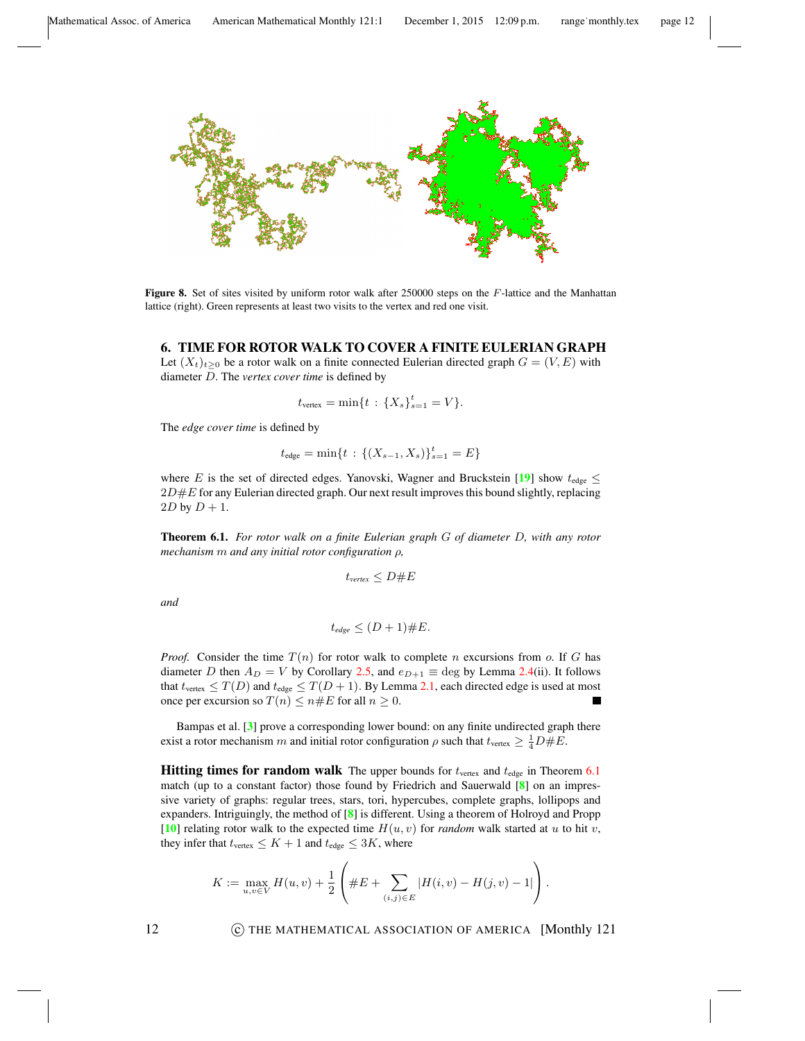**Figure 8.** Set of sites visited by uniform rotor walk after 250000 steps on the $F$-lattice and the Manhattan lattice (right). Green represents at least two visits to the vertex and red one visit.

## 6. TIME FOR ROTOR WALK TO COVER A FINITE EULERIAN GRAPH

Let $(X_t)_{t\geq 0}$ be a rotor walk on a finite connected Eulerian directed graph $G = (V, E)$ with diameter $D$. The *vertex cover time* is defined by

$$t_{\text{vertex}} = \min\{t \,:\, \{X_s\}_{s=1}^{t} = V\}.$$

The *edge cover time* is defined by

$$t_{\text{edge}} = \min\{t \,:\, \{(X_{s-1}, X_s)\}_{s=1}^{t} = E\}$$

where $E$ is the set of directed edges. Yanovski, Wagner and Bruckstein [19] show $t_{\text{edge}} \leq 2D\#E$ for any Eulerian directed graph. Our next result improves this bound slightly, replacing $2D$ by $D+1$.

**Theorem 6.1.** *For rotor walk on a finite Eulerian graph $G$ of diameter $D$, with any rotor mechanism $m$ and any initial rotor configuration $\rho$,*

$$t_{vertex} \leq D\#E$$

*and*

$$t_{edge} \leq (D+1)\#E.$$

*Proof.* Consider the time $T(n)$ for rotor walk to complete $n$ excursions from $o$. If $G$ has diameter $D$ then $A_D = V$ by Corollary 2.5, and $e_{D+1} \equiv \deg$ by Lemma 2.4(ii). It follows that $t_{\text{vertex}} \leq T(D)$ and $t_{\text{edge}} \leq T(D+1)$. By Lemma 2.1, each directed edge is used at most once per excursion so $T(n) \leq n\#E$ for all $n \geq 0$. ∎

Bampas et al. [3] prove a corresponding lower bound: on any finite undirected graph there exist a rotor mechanism $m$ and initial rotor configuration $\rho$ such that $t_{\text{vertex}} \geq \frac{1}{4}D\#E$.

**Hitting times for random walk** The upper bounds for $t_{\text{vertex}}$ and $t_{\text{edge}}$ in Theorem 6.1 match (up to a constant factor) those found by Friedrich and Sauerwald [8] on an impressive variety of graphs: regular trees, stars, tori, hypercubes, complete graphs, lollipops and expanders. Intriguingly, the method of [8] is different. Using a theorem of Holroyd and Propp [10] relating rotor walk to the expected time $H(u, v)$ for *random* walk started at $u$ to hit $v$, they infer that $t_{\text{vertex}} \leq K + 1$ and $t_{\text{edge}} \leq 3K$, where

$$K := \max_{u,v\in V} H(u, v) + \frac{1}{2}\left(\#E + \sum_{(i,j)\in E} |H(i, v) - H(j, v) - 1|\right).$$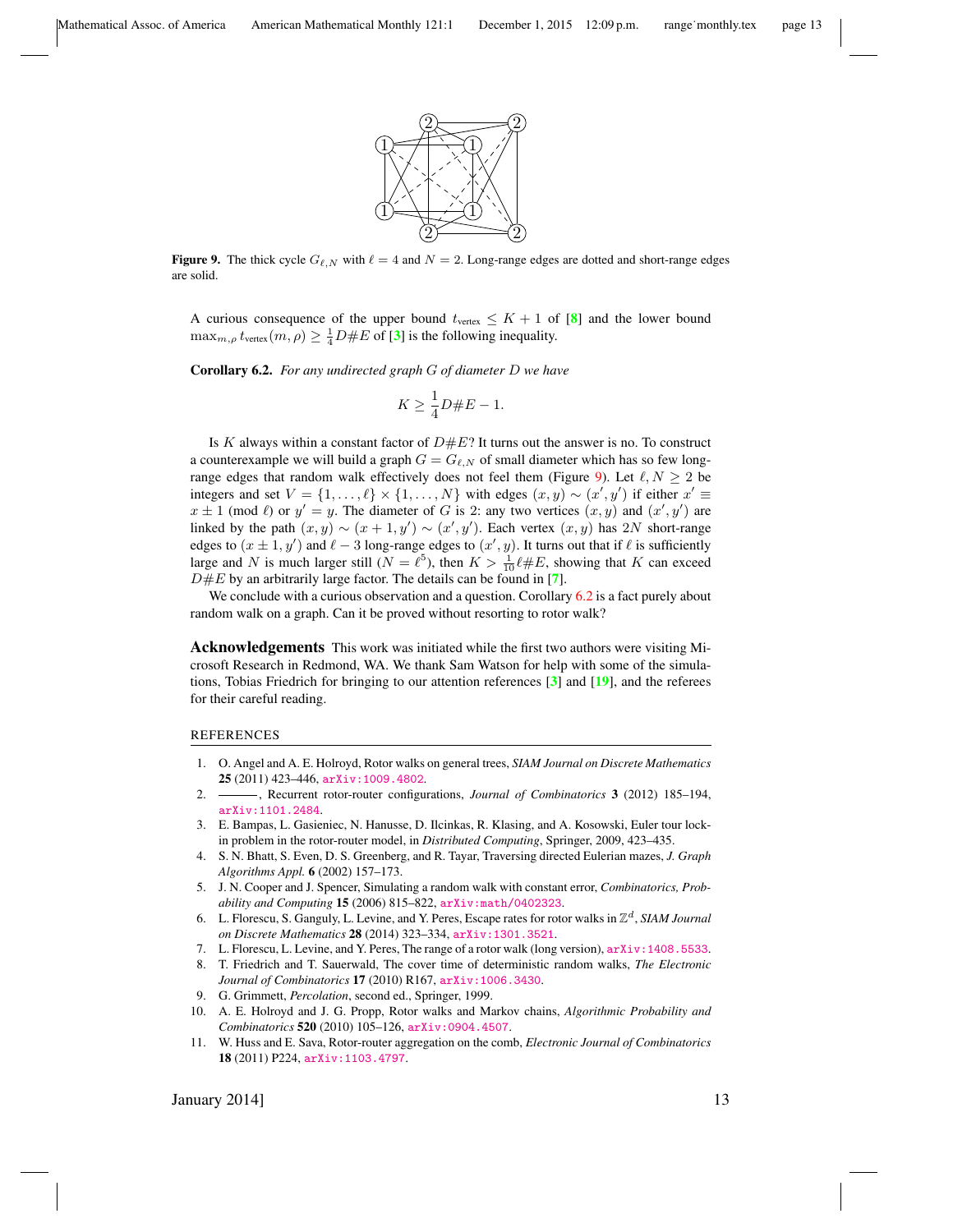**Figure 9.** The thick cycle $G_{\ell,N}$ with $\ell = 4$ and $N = 2$. Long-range edges are dotted and short-range edges are solid.

A curious consequence of the upper bound $t_{\text{vertex}} \leq K + 1$ of [8] and the lower bound $\max_{m,\rho} t_{\text{vertex}}(m,\rho) \geq \frac{1}{4} D\#E$ of [3] is the following inequality.

**Corollary 6.2.** *For any undirected graph $G$ of diameter $D$ we have*

$$K \geq \frac{1}{4} D\#E - 1.$$

Is $K$ always within a constant factor of $D\#E$? It turns out the answer is no. To construct a counterexample we will build a graph $G = G_{\ell,N}$ of small diameter which has so few long-range edges that random walk effectively does not feel them (Figure 9). Let $\ell, N \geq 2$ be integers and set $V = \{1, \ldots, \ell\} \times \{1, \ldots, N\}$ with edges $(x, y) \sim (x', y')$ if either $x' \equiv x \pm 1 \pmod{\ell}$ or $y' = y$. The diameter of $G$ is 2: any two vertices $(x, y)$ and $(x', y')$ are linked by the path $(x, y) \sim (x + 1, y') \sim (x', y')$. Each vertex $(x, y)$ has $2N$ short-range edges to $(x \pm 1, y')$ and $\ell - 3$ long-range edges to $(x', y)$. It turns out that if $\ell$ is sufficiently large and $N$ is much larger still ($N = \ell^5$), then $K > \frac{1}{10} \ell \#E$, showing that $K$ can exceed $D\#E$ by an arbitrarily large factor. The details can be found in [7].

We conclude with a curious observation and a question. Corollary 6.2 is a fact purely about random walk on a graph. Can it be proved without resorting to rotor walk?

**Acknowledgements** This work was initiated while the first two authors were visiting Microsoft Research in Redmond, WA. We thank Sam Watson for help with some of the simulations, Tobias Friedrich for bringing to our attention references [3] and [19], and the referees for their careful reading.

## REFERENCES

1. O. Angel and A. E. Holroyd, Rotor walks on general trees, *SIAM Journal on Discrete Mathematics* **25** (2011) 423–446, arXiv:1009.4802.
2. ———, Recurrent rotor-router configurations, *Journal of Combinatorics* **3** (2012) 185–194, arXiv:1101.2484.
3. E. Bampas, L. Gasieniec, N. Hanusse, D. Ilcinkas, R. Klasing, and A. Kosowski, Euler tour lock-in problem in the rotor-router model, in *Distributed Computing*, Springer, 2009, 423–435.
4. S. N. Bhatt, S. Even, D. S. Greenberg, and R. Tayar, Traversing directed Eulerian mazes, *J. Graph Algorithms Appl.* **6** (2002) 157–173.
5. J. N. Cooper and J. Spencer, Simulating a random walk with constant error, *Combinatorics, Probability and Computing* **15** (2006) 815–822, arXiv:math/0402323.
6. L. Florescu, S. Ganguly, L. Levine, and Y. Peres, Escape rates for rotor walks in $\mathbb{Z}^d$, *SIAM Journal on Discrete Mathematics* **28** (2014) 323–334, arXiv:1301.3521.
7. L. Florescu, L. Levine, and Y. Peres, The range of a rotor walk (long version), arXiv:1408.5533.
8. T. Friedrich and T. Sauerwald, The cover time of deterministic random walks, *The Electronic Journal of Combinatorics* **17** (2010) R167, arXiv:1006.3430.
9. G. Grimmett, *Percolation*, second ed., Springer, 1999.
10. A. E. Holroyd and J. G. Propp, Rotor walks and Markov chains, *Algorithmic Probability and Combinatorics* **520** (2010) 105–126, arXiv:0904.4507.
11. W. Huss and E. Sava, Rotor-router aggregation on the comb, *Electronic Journal of Combinatorics* **18** (2011) P224, arXiv:1103.4797.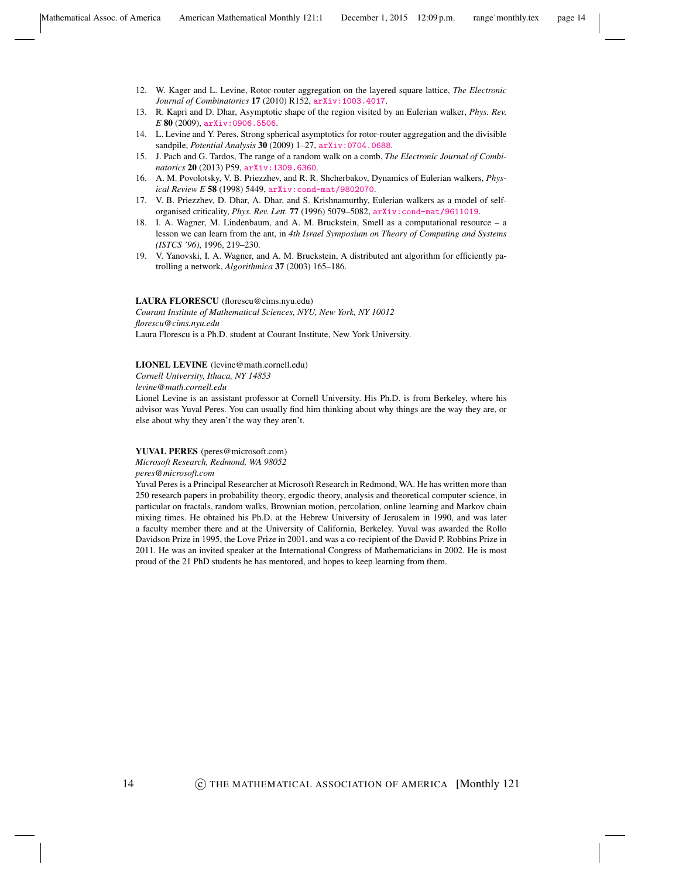12. W. Kager and L. Levine, Rotor-router aggregation on the layered square lattice, *The Electronic Journal of Combinatorics* **17** (2010) R152, arXiv:1003.4017.
13. R. Kapri and D. Dhar, Asymptotic shape of the region visited by an Eulerian walker, *Phys. Rev. E* **80** (2009), arXiv:0906.5506.
14. L. Levine and Y. Peres, Strong spherical asymptotics for rotor-router aggregation and the divisible sandpile, *Potential Analysis* **30** (2009) 1–27, arXiv:0704.0688.
15. J. Pach and G. Tardos, The range of a random walk on a comb, *The Electronic Journal of Combinatorics* **20** (2013) P59, arXiv:1309.6360.
16. A. M. Povolotsky, V. B. Priezzhev, and R. R. Shcherbakov, Dynamics of Eulerian walkers, *Physical Review E* **58** (1998) 5449, arXiv:cond-mat/9802070.
17. V. B. Priezzhev, D. Dhar, A. Dhar, and S. Krishnamurthy, Eulerian walkers as a model of self-organised criticality, *Phys. Rev. Lett.* **77** (1996) 5079–5082, arXiv:cond-mat/9611019.
18. I. A. Wagner, M. Lindenbaum, and A. M. Bruckstein, Smell as a computational resource – a lesson we can learn from the ant, in *4th Israel Symposium on Theory of Computing and Systems (ISTCS '96)*, 1996, 219–230.
19. V. Yanovski, I. A. Wagner, and A. M. Bruckstein, A distributed ant algorithm for efficiently patrolling a network, *Algorithmica* **37** (2003) 165–186.

**LAURA FLORESCU** (florescu@cims.nyu.edu)
*Courant Institute of Mathematical Sciences, NYU, New York, NY 10012*
*florescu@cims.nyu.edu*
Laura Florescu is a Ph.D. student at Courant Institute, New York University.

**LIONEL LEVINE** (levine@math.cornell.edu)
*Cornell University, Ithaca, NY 14853*
*levine@math.cornell.edu*
Lionel Levine is an assistant professor at Cornell University. His Ph.D. is from Berkeley, where his advisor was Yuval Peres. You can usually find him thinking about why things are the way they are, or else about why they aren't the way they aren't.

**YUVAL PERES** (peres@microsoft.com)
*Microsoft Research, Redmond, WA 98052*
*peres@microsoft.com*
Yuval Peres is a Principal Researcher at Microsoft Research in Redmond, WA. He has written more than 250 research papers in probability theory, ergodic theory, analysis and theoretical computer science, in particular on fractals, random walks, Brownian motion, percolation, online learning and Markov chain mixing times. He obtained his Ph.D. at the Hebrew University of Jerusalem in 1990, and was later a faculty member there and at the University of California, Berkeley. Yuval was awarded the Rollo Davidson Prize in 1995, the Love Prize in 2001, and was a co-recipient of the David P. Robbins Prize in 2011. He was an invited speaker at the International Congress of Mathematicians in 2002. He is most proud of the 21 PhD students he has mentored, and hopes to keep learning from them.